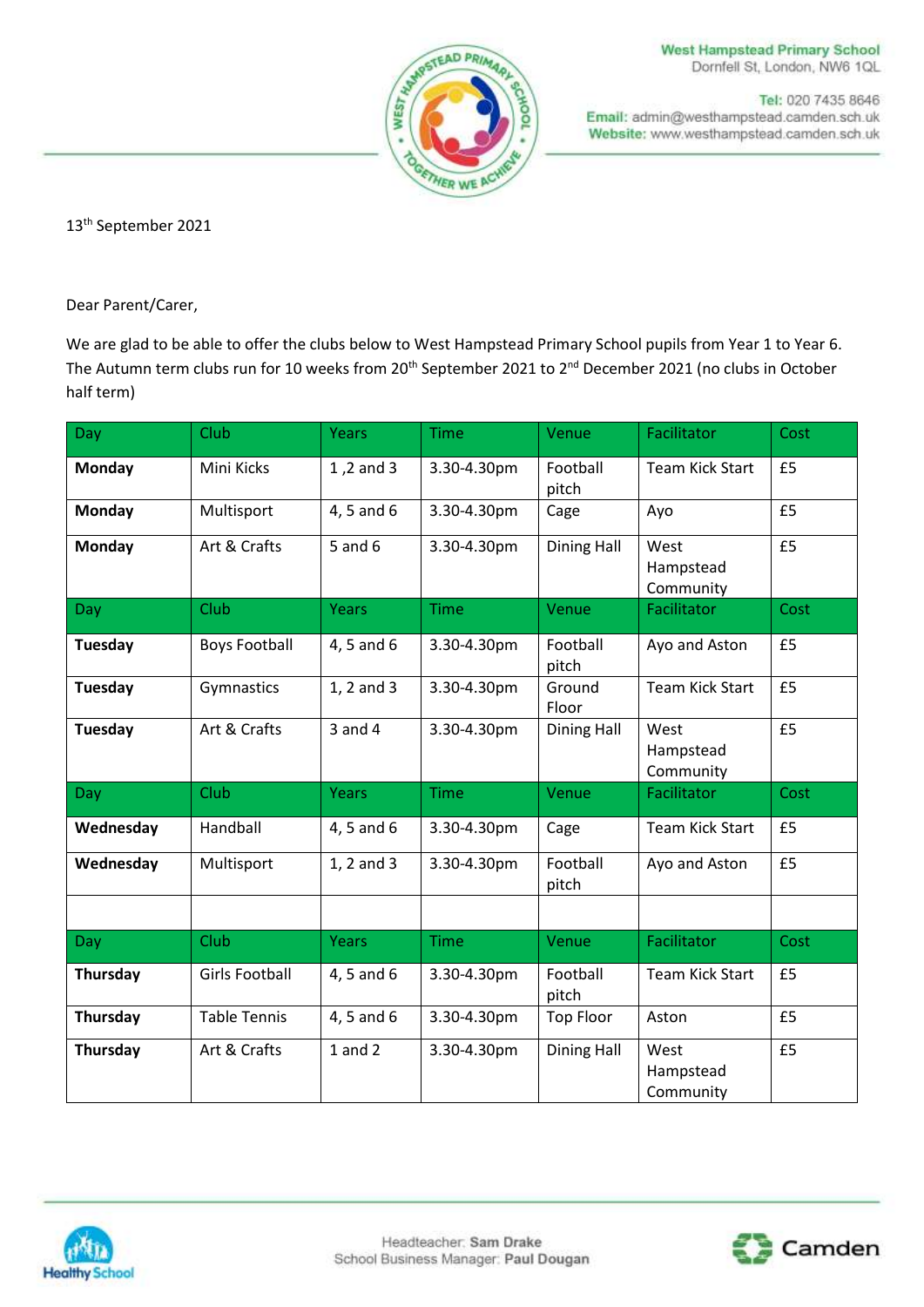West Hampstead Primary School
Dornfell St, London, NW6 1QL

Tel: 020 7435 8646
Email: admin@westhampstead.camden.sch.uk
Website: www.westhampstead.camden.sch.uk

13th September 2021

Dear Parent/Carer,

We are glad to be able to offer the clubs below to West Hampstead Primary School pupils from Year 1 to Year 6. The Autumn term clubs run for 10 weeks from 20th September 2021 to 2nd December 2021 (no clubs in October half term)

| Day | Club | Years | Time | Venue | Facilitator | Cost |
|---|---|---|---|---|---|---|
| **Monday** | Mini Kicks | 1 ,2 and 3 | 3.30-4.30pm | Football pitch | Team Kick Start | £5 |
| **Monday** | Multisport | 4, 5 and 6 | 3.30-4.30pm | Cage | Ayo | £5 |
| **Monday** | Art & Crafts | 5 and 6 | 3.30-4.30pm | Dining Hall | West Hampstead Community | £5 |
| Day | Club | Years | Time | Venue | Facilitator | Cost |
| **Tuesday** | Boys Football | 4, 5 and 6 | 3.30-4.30pm | Football pitch | Ayo and Aston | £5 |
| **Tuesday** | Gymnastics | 1, 2 and 3 | 3.30-4.30pm | Ground Floor | Team Kick Start | £5 |
| **Tuesday** | Art & Crafts | 3 and 4 | 3.30-4.30pm | Dining Hall | West Hampstead Community | £5 |
| Day | Club | Years | Time | Venue | Facilitator | Cost |
| **Wednesday** | Handball | 4, 5 and 6 | 3.30-4.30pm | Cage | Team Kick Start | £5 |
| **Wednesday** | Multisport | 1, 2 and 3 | 3.30-4.30pm | Football pitch | Ayo and Aston | £5 |
| | | | | | | |
| Day | Club | Years | Time | Venue | Facilitator | Cost |
| **Thursday** | Girls Football | 4, 5 and 6 | 3.30-4.30pm | Football pitch | Team Kick Start | £5 |
| **Thursday** | Table Tennis | 4, 5 and 6 | 3.30-4.30pm | Top Floor | Aston | £5 |
| **Thursday** | Art & Crafts | 1 and 2 | 3.30-4.30pm | Dining Hall | West Hampstead Community | £5 |

Headteacher: Sam Drake
School Business Manager: Paul Dougan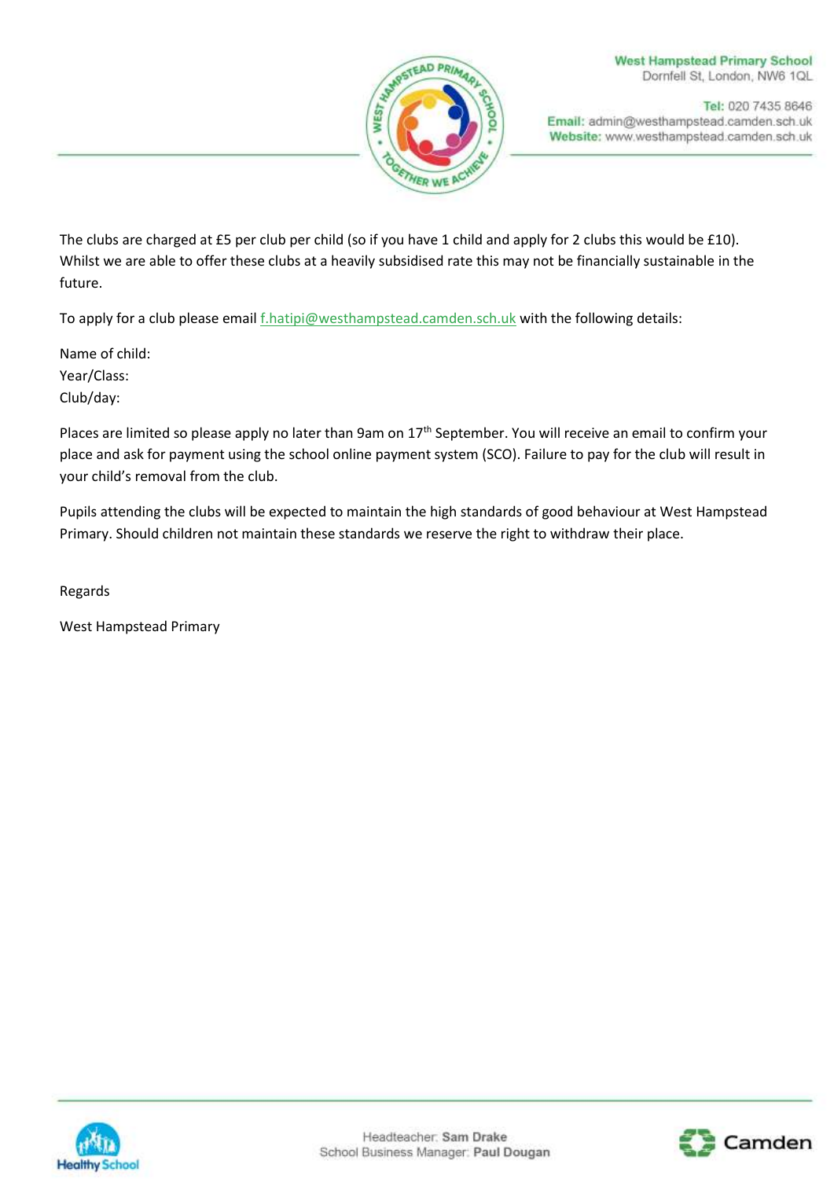The clubs are charged at £5 per club per child (so if you have 1 child and apply for 2 clubs this would be £10). Whilst we are able to offer these clubs at a heavily subsidised rate this may not be financially sustainable in the future.

To apply for a club please email f.hatipi@westhampstead.camden.sch.uk with the following details:

Name of child:
Year/Class:
Club/day:

Places are limited so please apply no later than 9am on 17th September. You will receive an email to confirm your place and ask for payment using the school online payment system (SCO). Failure to pay for the club will result in your child's removal from the club.

Pupils attending the clubs will be expected to maintain the high standards of good behaviour at West Hampstead Primary. Should children not maintain these standards we reserve the right to withdraw their place.

Regards

West Hampstead Primary